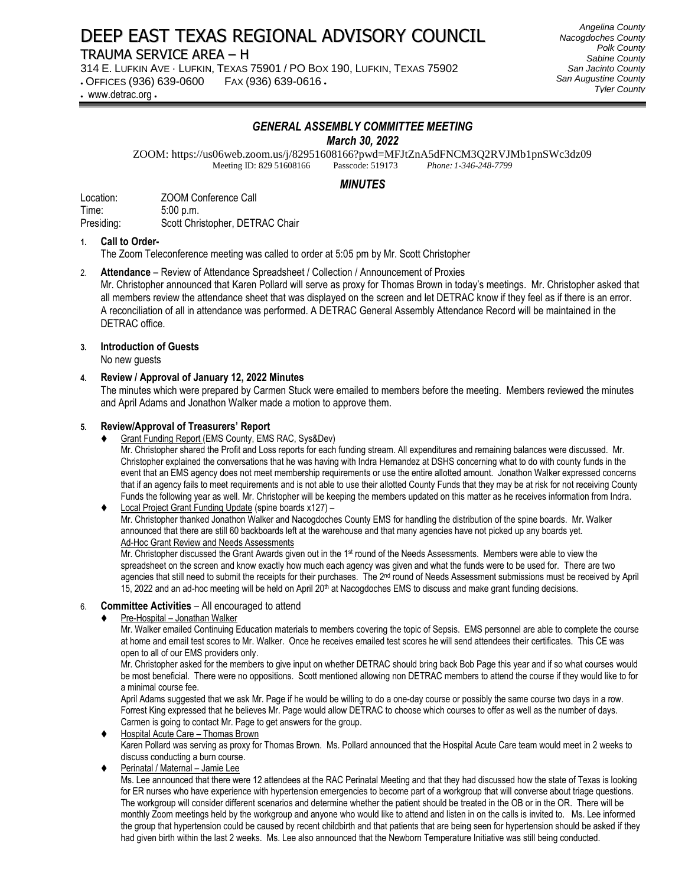# DEEP EAST TEXAS REGIONAL ADVISORY COUNCIL

## TRAUMA SERVICE AREA – H

314 E. LUFKIN AVE · LUFKIN, TEXAS 75901 / PO BOX 190, LUFKIN, TEXAS 75902
• OFFICES (936) 639-0600 FAX (936) 639-0616 •
• www.detrac.org •

*Angelina County*
*Nacogdoches County*
*Polk County*
*Sabine County*
*San Jacinto County*
*San Augustine County*
*Tyler County*

### *GENERAL ASSEMBLY COMMITTEE MEETING*

***March 30, 2022***

ZOOM: https://us06web.zoom.us/j/82951608166?pwd=MFJtZnA5dFNCM3Q2RVJMb1pnSWc3dz09
Meeting ID: 829 51608166 Passcode: 519173 *Phone: 1-346-248-7799*

### *MINUTES*

Location: ZOOM Conference Call
Time: 5:00 p.m.
Presiding: Scott Christopher, DETRAC Chair

1. **Call to Order-**
   The Zoom Teleconference meeting was called to order at 5:05 pm by Mr. Scott Christopher

2. **Attendance** – Review of Attendance Spreadsheet / Collection / Announcement of Proxies
   Mr. Christopher announced that Karen Pollard will serve as proxy for Thomas Brown in today's meetings. Mr. Christopher asked that all members review the attendance sheet that was displayed on the screen and let DETRAC know if they feel as if there is an error. A reconciliation of all in attendance was performed. A DETRAC General Assembly Attendance Record will be maintained in the DETRAC office.

3. **Introduction of Guests**
   No new guests

4. **Review / Approval of January 12, 2022 Minutes**
   The minutes which were prepared by Carmen Stuck were emailed to members before the meeting. Members reviewed the minutes and April Adams and Jonathon Walker made a motion to approve them.

5. **Review/Approval of Treasurers' Report**
   - Grant Funding Report (EMS County, EMS RAC, Sys&Dev)
     Mr. Christopher shared the Profit and Loss reports for each funding stream. All expenditures and remaining balances were discussed. Mr. Christopher explained the conversations that he was having with Indra Hernandez at DSHS concerning what to do with county funds in the event that an EMS agency does not meet membership requirements or use the entire allotted amount. Jonathon Walker expressed concerns that if an agency fails to meet requirements and is not able to use their allotted County Funds that they may be at risk for not receiving County Funds the following year as well. Mr. Christopher will be keeping the members updated on this matter as he receives information from Indra.
   - Local Project Grant Funding Update (spine boards x127) –
     Mr. Christopher thanked Jonathon Walker and Nacogdoches County EMS for handling the distribution of the spine boards. Mr. Walker announced that there are still 60 backboards left at the warehouse and that many agencies have not picked up any boards yet.
     Ad-Hoc Grant Review and Needs Assessments
     Mr. Christopher discussed the Grant Awards given out in the 1st round of the Needs Assessments. Members were able to view the spreadsheet on the screen and know exactly how much each agency was given and what the funds were to be used for. There are two agencies that still need to submit the receipts for their purchases. The 2nd round of Needs Assessment submissions must be received by April 15, 2022 and an ad-hoc meeting will be held on April 20th at Nacogdoches EMS to discuss and make grant funding decisions.

6. **Committee Activities** – All encouraged to attend
   - Pre-Hospital – Jonathan Walker
     Mr. Walker emailed Continuing Education materials to members covering the topic of Sepsis. EMS personnel are able to complete the course at home and email test scores to Mr. Walker. Once he receives emailed test scores he will send attendees their certificates. This CE was open to all of our EMS providers only.
     Mr. Christopher asked for the members to give input on whether DETRAC should bring back Bob Page this year and if so what courses would be most beneficial. There were no oppositions. Scott mentioned allowing non DETRAC members to attend the course if they would like to for a minimal course fee.
     April Adams suggested that we ask Mr. Page if he would be willing to do a one-day course or possibly the same course two days in a row. Forrest King expressed that he believes Mr. Page would allow DETRAC to choose which courses to offer as well as the number of days. Carmen is going to contact Mr. Page to get answers for the group.
   - Hospital Acute Care – Thomas Brown
     Karen Pollard was serving as proxy for Thomas Brown. Ms. Pollard announced that the Hospital Acute Care team would meet in 2 weeks to discuss conducting a burn course.
   - Perinatal / Maternal – Jamie Lee
     Ms. Lee announced that there were 12 attendees at the RAC Perinatal Meeting and that they had discussed how the state of Texas is looking for ER nurses who have experience with hypertension emergencies to become part of a workgroup that will converse about triage questions. The workgroup will consider different scenarios and determine whether the patient should be treated in the OB or in the OR. There will be monthly Zoom meetings held by the workgroup and anyone who would like to attend and listen in on the calls is invited to. Ms. Lee informed the group that hypertension could be caused by recent childbirth and that patients that are being seen for hypertension should be asked if they had given birth within the last 2 weeks. Ms. Lee also announced that the Newborn Temperature Initiative was still being conducted.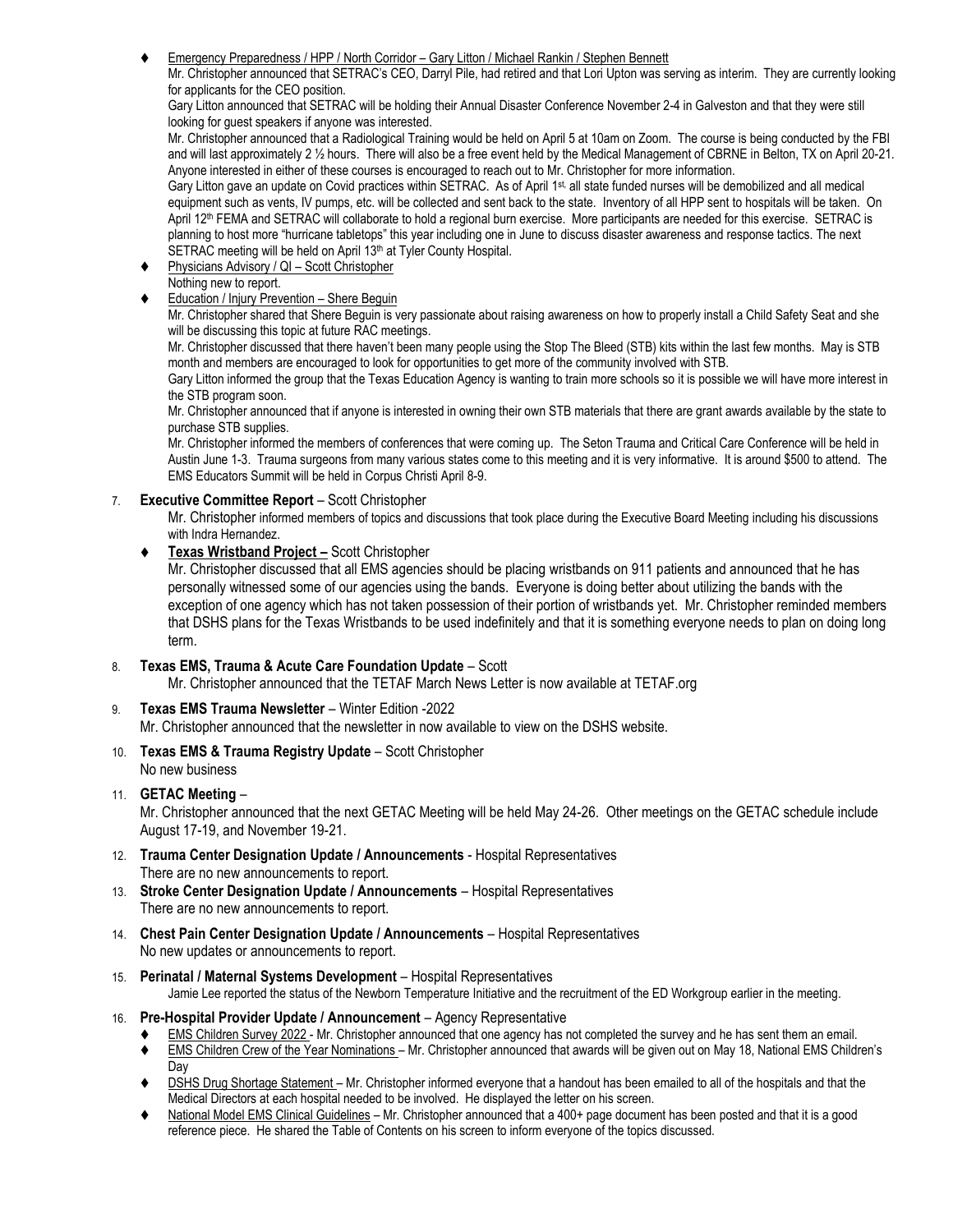- Emergency Preparedness / HPP / North Corridor – Gary Litton / Michael Rankin / Stephen Bennett

  Mr. Christopher announced that SETRAC's CEO, Darryl Pile, had retired and that Lori Upton was serving as interim. They are currently looking for applicants for the CEO position.

  Gary Litton announced that SETRAC will be holding their Annual Disaster Conference November 2-4 in Galveston and that they were still looking for guest speakers if anyone was interested.

  Mr. Christopher announced that a Radiological Training would be held on April 5 at 10am on Zoom. The course is being conducted by the FBI and will last approximately 2 ½ hours. There will also be a free event held by the Medical Management of CBRNE in Belton, TX on April 20-21. Anyone interested in either of these courses is encouraged to reach out to Mr. Christopher for more information.

  Gary Litton gave an update on Covid practices within SETRAC. As of April 1st, all state funded nurses will be demobilized and all medical equipment such as vents, IV pumps, etc. will be collected and sent back to the state. Inventory of all HPP sent to hospitals will be taken. On April 12th FEMA and SETRAC will collaborate to hold a regional burn exercise. More participants are needed for this exercise. SETRAC is planning to host more "hurricane tabletops" this year including one in June to discuss disaster awareness and response tactics. The next SETRAC meeting will be held on April 13th at Tyler County Hospital.

- Physicians Advisory / QI – Scott Christopher

  Nothing new to report.

- Education / Injury Prevention – Shere Beguin

  Mr. Christopher shared that Shere Beguin is very passionate about raising awareness on how to properly install a Child Safety Seat and she will be discussing this topic at future RAC meetings.

  Mr. Christopher discussed that there haven't been many people using the Stop The Bleed (STB) kits within the last few months. May is STB month and members are encouraged to look for opportunities to get more of the community involved with STB.

  Gary Litton informed the group that the Texas Education Agency is wanting to train more schools so it is possible we will have more interest in the STB program soon.

  Mr. Christopher announced that if anyone is interested in owning their own STB materials that there are grant awards available by the state to purchase STB supplies.

  Mr. Christopher informed the members of conferences that were coming up. The Seton Trauma and Critical Care Conference will be held in Austin June 1-3. Trauma surgeons from many various states come to this meeting and it is very informative. It is around $500 to attend. The EMS Educators Summit will be held in Corpus Christi April 8-9.

7. **Executive Committee Report** – Scott Christopher

   Mr. Christopher informed members of topics and discussions that took place during the Executive Board Meeting including his discussions with Indra Hernandez.

   - **Texas Wristband Project –** Scott Christopher

     Mr. Christopher discussed that all EMS agencies should be placing wristbands on 911 patients and announced that he has personally witnessed some of our agencies using the bands. Everyone is doing better about utilizing the bands with the exception of one agency which has not taken possession of their portion of wristbands yet. Mr. Christopher reminded members that DSHS plans for the Texas Wristbands to be used indefinitely and that it is something everyone needs to plan on doing long term.

8. **Texas EMS, Trauma & Acute Care Foundation Update** – Scott

   Mr. Christopher announced that the TETAF March News Letter is now available at TETAF.org

9. **Texas EMS Trauma Newsletter** – Winter Edition -2022

   Mr. Christopher announced that the newsletter in now available to view on the DSHS website.

10. **Texas EMS & Trauma Registry Update** – Scott Christopher

    No new business

11. **GETAC Meeting** –

    Mr. Christopher announced that the next GETAC Meeting will be held May 24-26. Other meetings on the GETAC schedule include August 17-19, and November 19-21.

12. **Trauma Center Designation Update / Announcements** - Hospital Representatives

    There are no new announcements to report.

13. **Stroke Center Designation Update / Announcements** – Hospital Representatives

    There are no new announcements to report.

14. **Chest Pain Center Designation Update / Announcements** – Hospital Representatives

    No new updates or announcements to report.

15. **Perinatal / Maternal Systems Development** – Hospital Representatives

    Jamie Lee reported the status of the Newborn Temperature Initiative and the recruitment of the ED Workgroup earlier in the meeting.

16. **Pre-Hospital Provider Update / Announcement** – Agency Representative

    - EMS Children Survey 2022 - Mr. Christopher announced that one agency has not completed the survey and he has sent them an email.
    - EMS Children Crew of the Year Nominations – Mr. Christopher announced that awards will be given out on May 18, National EMS Children's Day
    - DSHS Drug Shortage Statement – Mr. Christopher informed everyone that a handout has been emailed to all of the hospitals and that the Medical Directors at each hospital needed to be involved. He displayed the letter on his screen.
    - National Model EMS Clinical Guidelines – Mr. Christopher announced that a 400+ page document has been posted and that it is a good reference piece. He shared the Table of Contents on his screen to inform everyone of the topics discussed.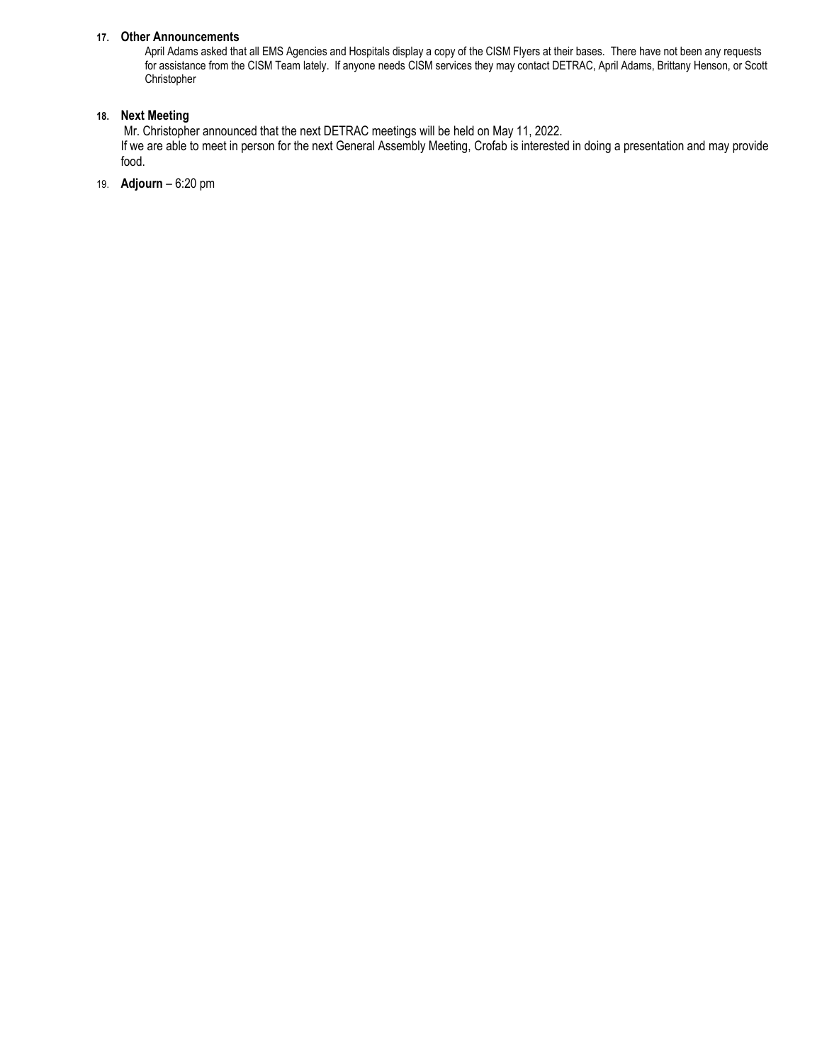17. **Other Announcements**

    April Adams asked that all EMS Agencies and Hospitals display a copy of the CISM Flyers at their bases. There have not been any requests for assistance from the CISM Team lately. If anyone needs CISM services they may contact DETRAC, April Adams, Brittany Henson, or Scott Christopher

18. **Next Meeting**

    Mr. Christopher announced that the next DETRAC meetings will be held on May 11, 2022.
    If we are able to meet in person for the next General Assembly Meeting, Crofab is interested in doing a presentation and may provide food.

19. **Adjourn** – 6:20 pm